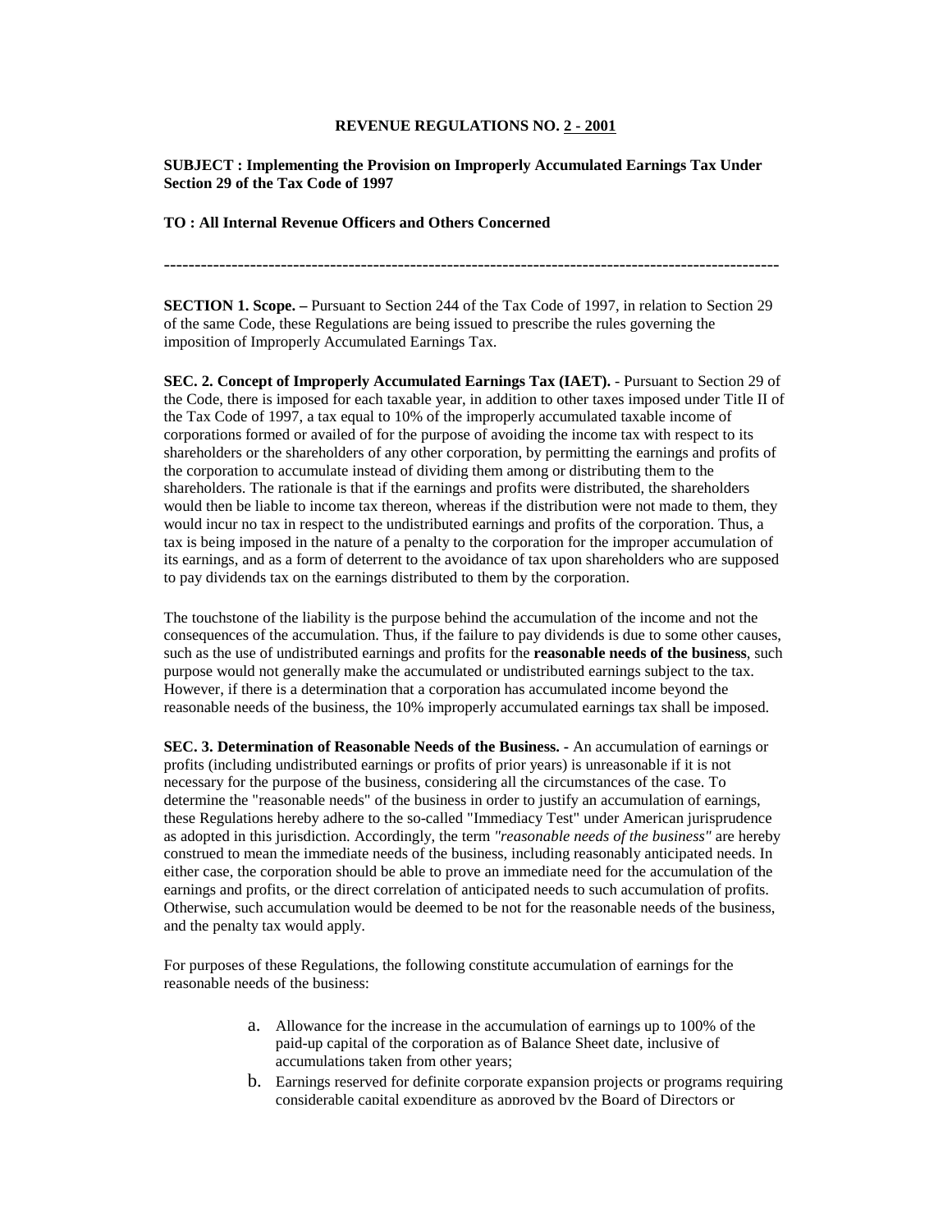# REVENUE REGULATIONS NO. 2 - 2001

**SUBJECT : Implementing the Provision on Improperly Accumulated Earnings Tax Under Section 29 of the Tax Code of 1997**

**TO : All Internal Revenue Officers and Others Concerned**

---

**SECTION 1. Scope. –** Pursuant to Section 244 of the Tax Code of 1997, in relation to Section 29 of the same Code, these Regulations are being issued to prescribe the rules governing the imposition of Improperly Accumulated Earnings Tax.

**SEC. 2. Concept of Improperly Accumulated Earnings Tax (IAET).** - Pursuant to Section 29 of the Code, there is imposed for each taxable year, in addition to other taxes imposed under Title II of the Tax Code of 1997, a tax equal to 10% of the improperly accumulated taxable income of corporations formed or availed of for the purpose of avoiding the income tax with respect to its shareholders or the shareholders of any other corporation, by permitting the earnings and profits of the corporation to accumulate instead of dividing them among or distributing them to the shareholders. The rationale is that if the earnings and profits were distributed, the shareholders would then be liable to income tax thereon, whereas if the distribution were not made to them, they would incur no tax in respect to the undistributed earnings and profits of the corporation. Thus, a tax is being imposed in the nature of a penalty to the corporation for the improper accumulation of its earnings, and as a form of deterrent to the avoidance of tax upon shareholders who are supposed to pay dividends tax on the earnings distributed to them by the corporation.

The touchstone of the liability is the purpose behind the accumulation of the income and not the consequences of the accumulation. Thus, if the failure to pay dividends is due to some other causes, such as the use of undistributed earnings and profits for the **reasonable needs of the business**, such purpose would not generally make the accumulated or undistributed earnings subject to the tax. However, if there is a determination that a corporation has accumulated income beyond the reasonable needs of the business, the 10% improperly accumulated earnings tax shall be imposed.

**SEC. 3. Determination of Reasonable Needs of the Business.** - An accumulation of earnings or profits (including undistributed earnings or profits of prior years) is unreasonable if it is not necessary for the purpose of the business, considering all the circumstances of the case. To determine the "reasonable needs" of the business in order to justify an accumulation of earnings, these Regulations hereby adhere to the so-called "Immediacy Test" under American jurisprudence as adopted in this jurisdiction. Accordingly, the term *"reasonable needs of the business"* are hereby construed to mean the immediate needs of the business, including reasonably anticipated needs. In either case, the corporation should be able to prove an immediate need for the accumulation of the earnings and profits, or the direct correlation of anticipated needs to such accumulation of profits. Otherwise, such accumulation would be deemed to be not for the reasonable needs of the business, and the penalty tax would apply.

For purposes of these Regulations, the following constitute accumulation of earnings for the reasonable needs of the business:

a. Allowance for the increase in the accumulation of earnings up to 100% of the paid-up capital of the corporation as of Balance Sheet date, inclusive of accumulations taken from other years;

b. Earnings reserved for definite corporate expansion projects or programs requiring considerable capital expenditure as approved by the Board of Directors or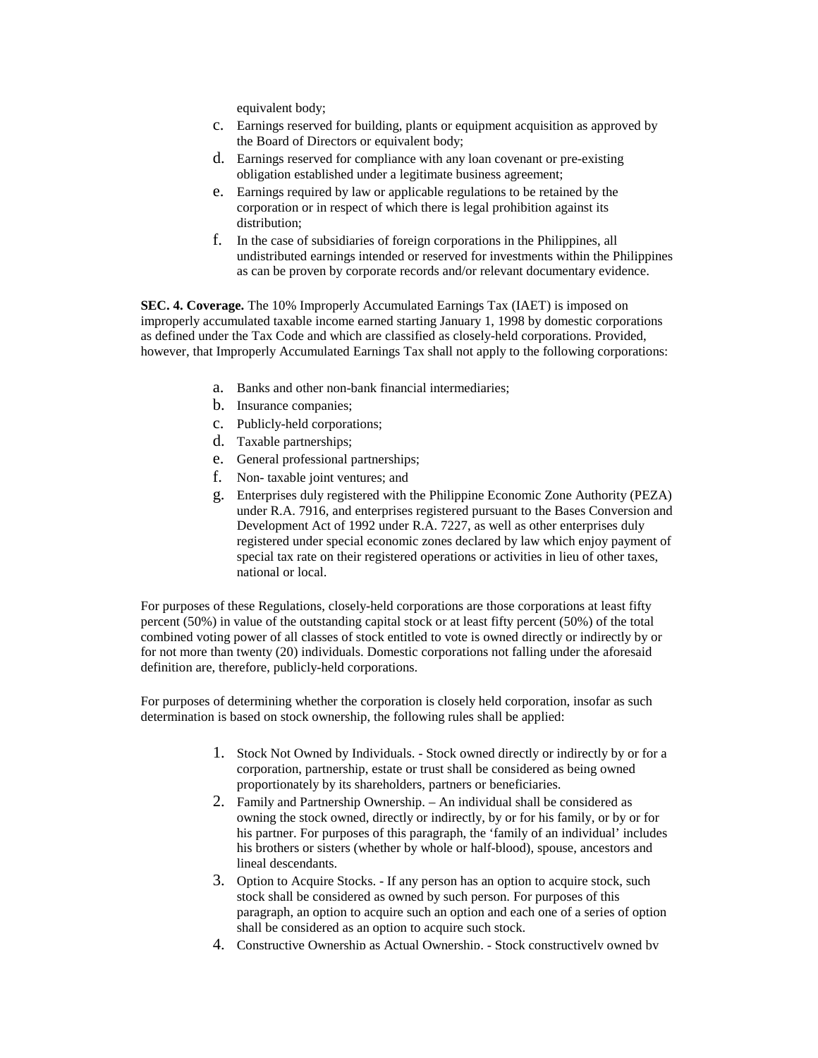equivalent body;

c. Earnings reserved for building, plants or equipment acquisition as approved by the Board of Directors or equivalent body;
d. Earnings reserved for compliance with any loan covenant or pre-existing obligation established under a legitimate business agreement;
e. Earnings required by law or applicable regulations to be retained by the corporation or in respect of which there is legal prohibition against its distribution;
f. In the case of subsidiaries of foreign corporations in the Philippines, all undistributed earnings intended or reserved for investments within the Philippines as can be proven by corporate records and/or relevant documentary evidence.

**SEC. 4. Coverage.** The 10% Improperly Accumulated Earnings Tax (IAET) is imposed on improperly accumulated taxable income earned starting January 1, 1998 by domestic corporations as defined under the Tax Code and which are classified as closely-held corporations. Provided, however, that Improperly Accumulated Earnings Tax shall not apply to the following corporations:

a. Banks and other non-bank financial intermediaries;
b. Insurance companies;
c. Publicly-held corporations;
d. Taxable partnerships;
e. General professional partnerships;
f. Non- taxable joint ventures; and
g. Enterprises duly registered with the Philippine Economic Zone Authority (PEZA) under R.A. 7916, and enterprises registered pursuant to the Bases Conversion and Development Act of 1992 under R.A. 7227, as well as other enterprises duly registered under special economic zones declared by law which enjoy payment of special tax rate on their registered operations or activities in lieu of other taxes, national or local.

For purposes of these Regulations, closely-held corporations are those corporations at least fifty percent (50%) in value of the outstanding capital stock or at least fifty percent (50%) of the total combined voting power of all classes of stock entitled to vote is owned directly or indirectly by or for not more than twenty (20) individuals. Domestic corporations not falling under the aforesaid definition are, therefore, publicly-held corporations.

For purposes of determining whether the corporation is closely held corporation, insofar as such determination is based on stock ownership, the following rules shall be applied:

1. Stock Not Owned by Individuals. - Stock owned directly or indirectly by or for a corporation, partnership, estate or trust shall be considered as being owned proportionately by its shareholders, partners or beneficiaries.
2. Family and Partnership Ownership. – An individual shall be considered as owning the stock owned, directly or indirectly, by or for his family, or by or for his partner. For purposes of this paragraph, the 'family of an individual' includes his brothers or sisters (whether by whole or half-blood), spouse, ancestors and lineal descendants.
3. Option to Acquire Stocks. - If any person has an option to acquire stock, such stock shall be considered as owned by such person. For purposes of this paragraph, an option to acquire such an option and each one of a series of option shall be considered as an option to acquire such stock.
4. Constructive Ownership as Actual Ownership. - Stock constructively owned by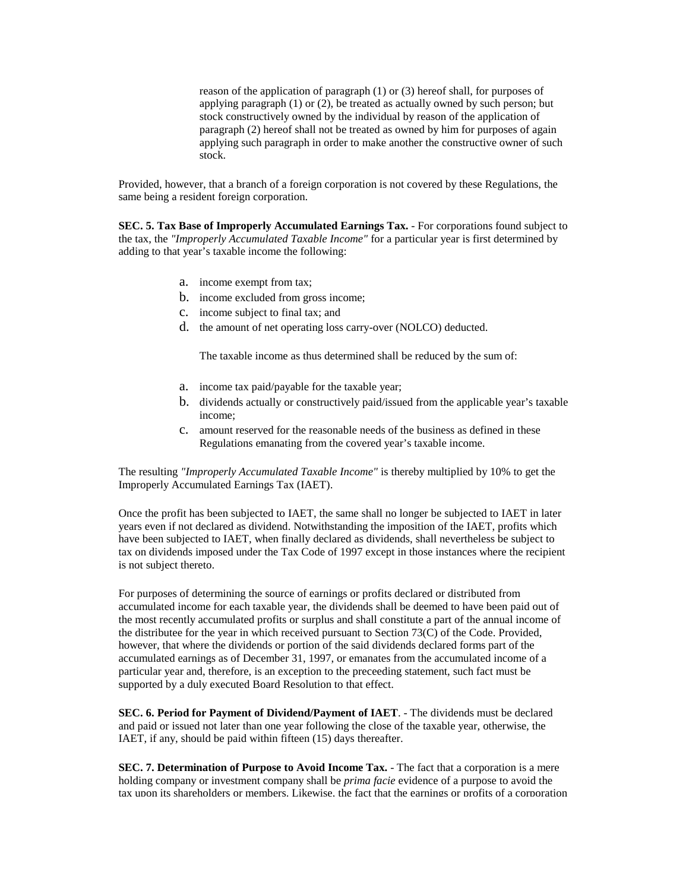reason of the application of paragraph (1) or (3) hereof shall, for purposes of applying paragraph (1) or (2), be treated as actually owned by such person; but stock constructively owned by the individual by reason of the application of paragraph (2) hereof shall not be treated as owned by him for purposes of again applying such paragraph in order to make another the constructive owner of such stock.

Provided, however, that a branch of a foreign corporation is not covered by these Regulations, the same being a resident foreign corporation.

**SEC. 5. Tax Base of Improperly Accumulated Earnings Tax.** - For corporations found subject to the tax, the *"Improperly Accumulated Taxable Income"* for a particular year is first determined by adding to that year's taxable income the following:

a. income exempt from tax;
b. income excluded from gross income;
c. income subject to final tax; and
d. the amount of net operating loss carry-over (NOLCO) deducted.

The taxable income as thus determined shall be reduced by the sum of:

a. income tax paid/payable for the taxable year;
b. dividends actually or constructively paid/issued from the applicable year's taxable income;
c. amount reserved for the reasonable needs of the business as defined in these Regulations emanating from the covered year's taxable income.

The resulting *"Improperly Accumulated Taxable Income"* is thereby multiplied by 10% to get the Improperly Accumulated Earnings Tax (IAET).

Once the profit has been subjected to IAET, the same shall no longer be subjected to IAET in later years even if not declared as dividend. Notwithstanding the imposition of the IAET, profits which have been subjected to IAET, when finally declared as dividends, shall nevertheless be subject to tax on dividends imposed under the Tax Code of 1997 except in those instances where the recipient is not subject thereto.

For purposes of determining the source of earnings or profits declared or distributed from accumulated income for each taxable year, the dividends shall be deemed to have been paid out of the most recently accumulated profits or surplus and shall constitute a part of the annual income of the distributee for the year in which received pursuant to Section 73(C) of the Code. Provided, however, that where the dividends or portion of the said dividends declared forms part of the accumulated earnings as of December 31, 1997, or emanates from the accumulated income of a particular year and, therefore, is an exception to the preceeding statement, such fact must be supported by a duly executed Board Resolution to that effect.

**SEC. 6. Period for Payment of Dividend/Payment of IAET**. - The dividends must be declared and paid or issued not later than one year following the close of the taxable year, otherwise, the IAET, if any, should be paid within fifteen (15) days thereafter.

**SEC. 7. Determination of Purpose to Avoid Income Tax.** - The fact that a corporation is a mere holding company or investment company shall be *prima facie* evidence of a purpose to avoid the tax upon its shareholders or members. Likewise, the fact that the earnings or profits of a corporation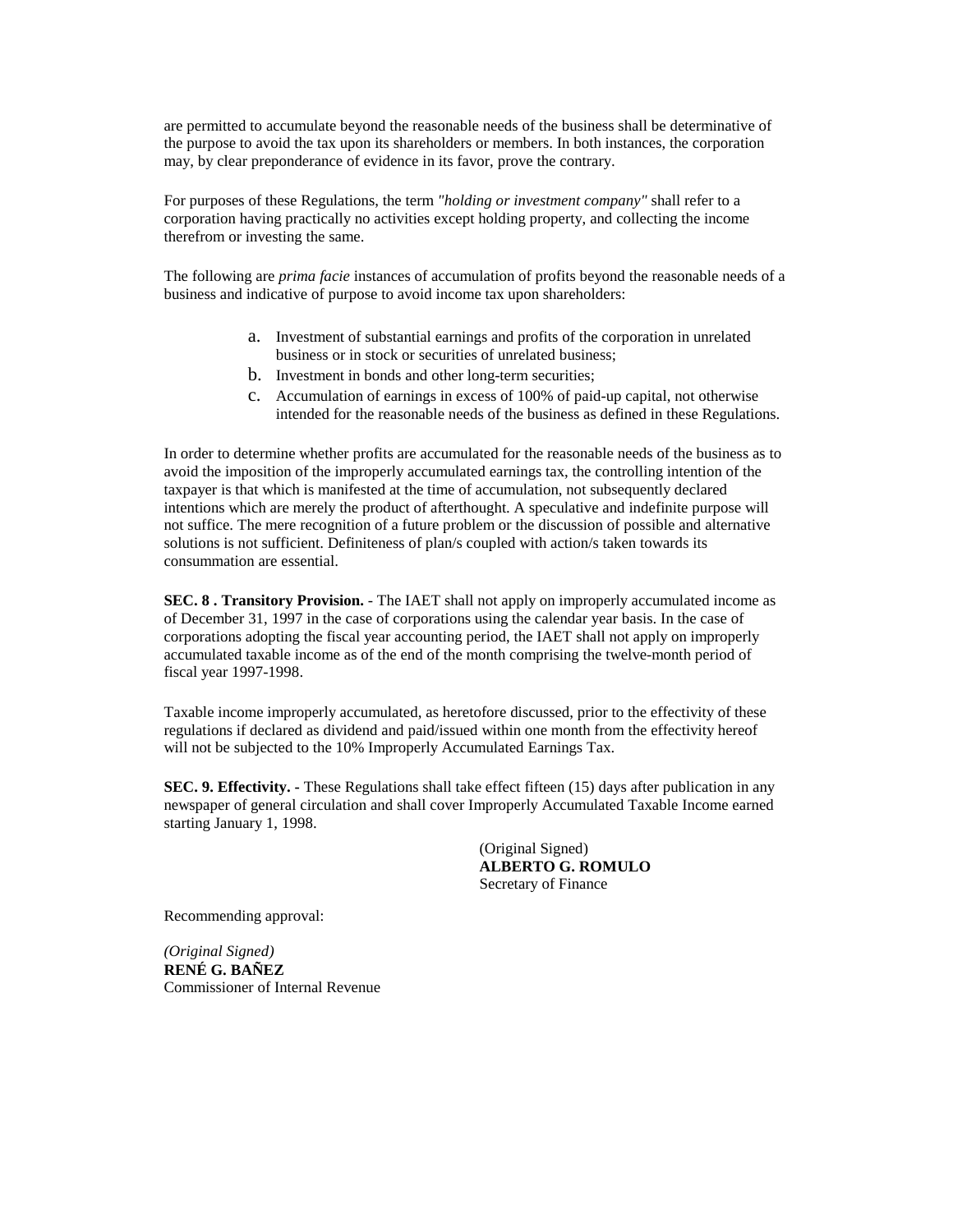are permitted to accumulate beyond the reasonable needs of the business shall be determinative of the purpose to avoid the tax upon its shareholders or members. In both instances, the corporation may, by clear preponderance of evidence in its favor, prove the contrary.

For purposes of these Regulations, the term *"holding or investment company"* shall refer to a corporation having practically no activities except holding property, and collecting the income therefrom or investing the same.

The following are *prima facie* instances of accumulation of profits beyond the reasonable needs of a business and indicative of purpose to avoid income tax upon shareholders:

a. Investment of substantial earnings and profits of the corporation in unrelated business or in stock or securities of unrelated business;
b. Investment in bonds and other long-term securities;
c. Accumulation of earnings in excess of 100% of paid-up capital, not otherwise intended for the reasonable needs of the business as defined in these Regulations.

In order to determine whether profits are accumulated for the reasonable needs of the business as to avoid the imposition of the improperly accumulated earnings tax, the controlling intention of the taxpayer is that which is manifested at the time of accumulation, not subsequently declared intentions which are merely the product of afterthought. A speculative and indefinite purpose will not suffice. The mere recognition of a future problem or the discussion of possible and alternative solutions is not sufficient. Definiteness of plan/s coupled with action/s taken towards its consummation are essential.

**SEC. 8 . Transitory Provision.** - The IAET shall not apply on improperly accumulated income as of December 31, 1997 in the case of corporations using the calendar year basis. In the case of corporations adopting the fiscal year accounting period, the IAET shall not apply on improperly accumulated taxable income as of the end of the month comprising the twelve-month period of fiscal year 1997-1998.

Taxable income improperly accumulated, as heretofore discussed, prior to the effectivity of these regulations if declared as dividend and paid/issued within one month from the effectivity hereof will not be subjected to the 10% Improperly Accumulated Earnings Tax.

**SEC. 9. Effectivity.** - These Regulations shall take effect fifteen (15) days after publication in any newspaper of general circulation and shall cover Improperly Accumulated Taxable Income earned starting January 1, 1998.

(Original Signed)
**ALBERTO G. ROMULO**
Secretary of Finance

Recommending approval:

*(Original Signed)*
**RENÉ G. BAÑEZ**
Commissioner of Internal Revenue